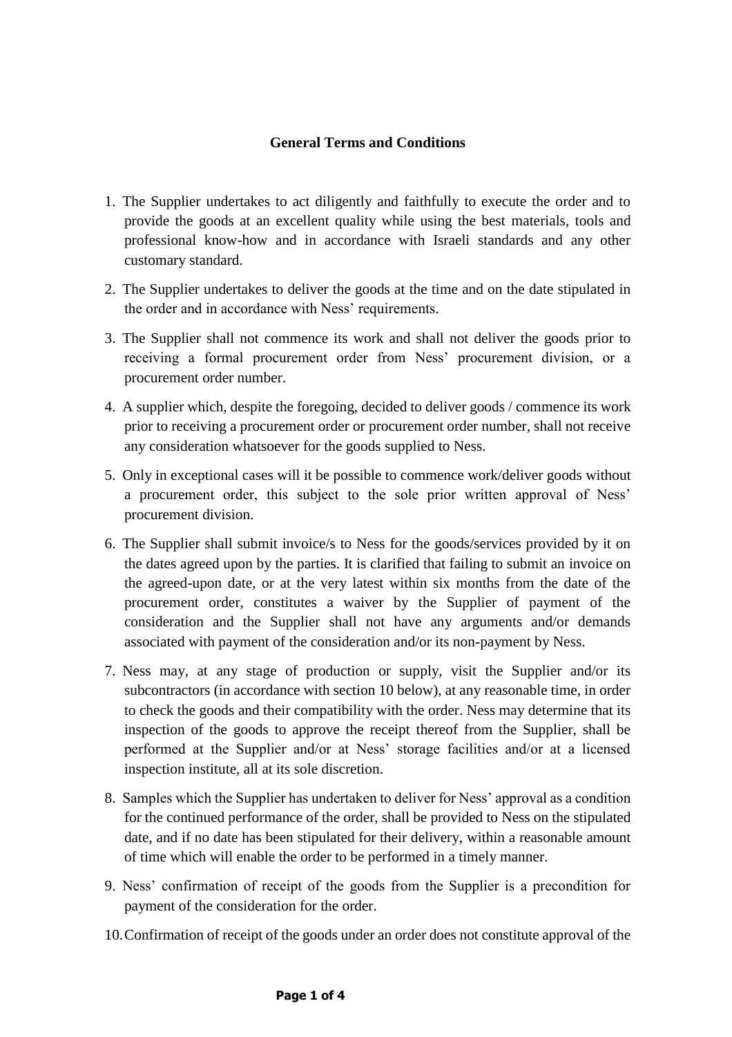## General Terms and Conditions

1. The Supplier undertakes to act diligently and faithfully to execute the order and to provide the goods at an excellent quality while using the best materials, tools and professional know-how and in accordance with Israeli standards and any other customary standard.
2. The Supplier undertakes to deliver the goods at the time and on the date stipulated in the order and in accordance with Ness' requirements.
3. The Supplier shall not commence its work and shall not deliver the goods prior to receiving a formal procurement order from Ness' procurement division, or a procurement order number.
4. A supplier which, despite the foregoing, decided to deliver goods / commence its work prior to receiving a procurement order or procurement order number, shall not receive any consideration whatsoever for the goods supplied to Ness.
5. Only in exceptional cases will it be possible to commence work/deliver goods without a procurement order, this subject to the sole prior written approval of Ness' procurement division.
6. The Supplier shall submit invoice/s to Ness for the goods/services provided by it on the dates agreed upon by the parties. It is clarified that failing to submit an invoice on the agreed-upon date, or at the very latest within six months from the date of the procurement order, constitutes a waiver by the Supplier of payment of the consideration and the Supplier shall not have any arguments and/or demands associated with payment of the consideration and/or its non-payment by Ness.
7. Ness may, at any stage of production or supply, visit the Supplier and/or its subcontractors (in accordance with section 10 below), at any reasonable time, in order to check the goods and their compatibility with the order. Ness may determine that its inspection of the goods to approve the receipt thereof from the Supplier, shall be performed at the Supplier and/or at Ness' storage facilities and/or at a licensed inspection institute, all at its sole discretion.
8. Samples which the Supplier has undertaken to deliver for Ness' approval as a condition for the continued performance of the order, shall be provided to Ness on the stipulated date, and if no date has been stipulated for their delivery, within a reasonable amount of time which will enable the order to be performed in a timely manner.
9. Ness' confirmation of receipt of the goods from the Supplier is a precondition for payment of the consideration for the order.
10. Confirmation of receipt of the goods under an order does not constitute approval of the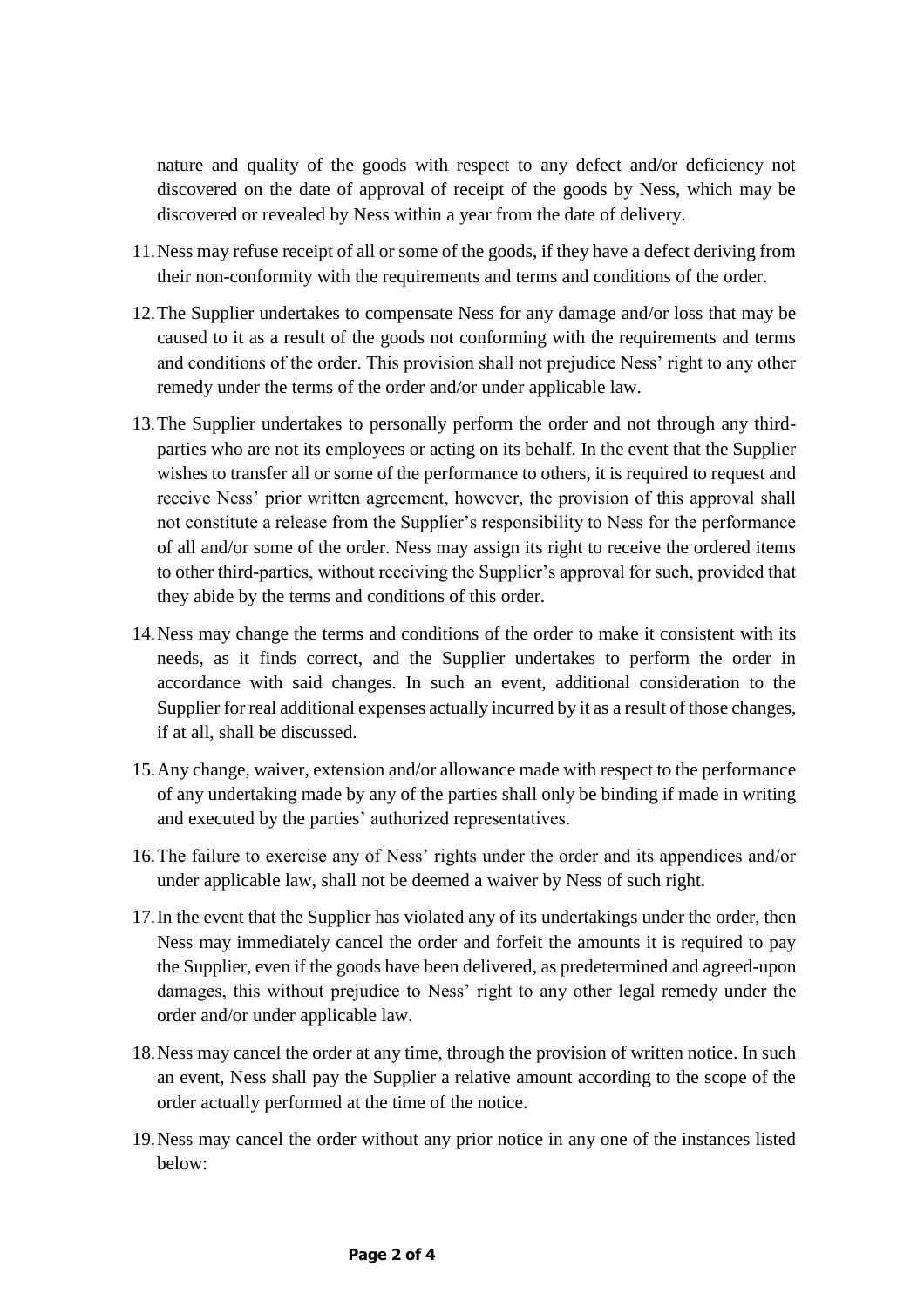nature and quality of the goods with respect to any defect and/or deficiency not discovered on the date of approval of receipt of the goods by Ness, which may be discovered or revealed by Ness within a year from the date of delivery.

11. Ness may refuse receipt of all or some of the goods, if they have a defect deriving from their non-conformity with the requirements and terms and conditions of the order.

12. The Supplier undertakes to compensate Ness for any damage and/or loss that may be caused to it as a result of the goods not conforming with the requirements and terms and conditions of the order. This provision shall not prejudice Ness' right to any other remedy under the terms of the order and/or under applicable law.

13. The Supplier undertakes to personally perform the order and not through any third-parties who are not its employees or acting on its behalf. In the event that the Supplier wishes to transfer all or some of the performance to others, it is required to request and receive Ness' prior written agreement, however, the provision of this approval shall not constitute a release from the Supplier's responsibility to Ness for the performance of all and/or some of the order. Ness may assign its right to receive the ordered items to other third-parties, without receiving the Supplier's approval for such, provided that they abide by the terms and conditions of this order.

14. Ness may change the terms and conditions of the order to make it consistent with its needs, as it finds correct, and the Supplier undertakes to perform the order in accordance with said changes. In such an event, additional consideration to the Supplier for real additional expenses actually incurred by it as a result of those changes, if at all, shall be discussed.

15. Any change, waiver, extension and/or allowance made with respect to the performance of any undertaking made by any of the parties shall only be binding if made in writing and executed by the parties' authorized representatives.

16. The failure to exercise any of Ness' rights under the order and its appendices and/or under applicable law, shall not be deemed a waiver by Ness of such right.

17. In the event that the Supplier has violated any of its undertakings under the order, then Ness may immediately cancel the order and forfeit the amounts it is required to pay the Supplier, even if the goods have been delivered, as predetermined and agreed-upon damages, this without prejudice to Ness' right to any other legal remedy under the order and/or under applicable law.

18. Ness may cancel the order at any time, through the provision of written notice. In such an event, Ness shall pay the Supplier a relative amount according to the scope of the order actually performed at the time of the notice.

19. Ness may cancel the order without any prior notice in any one of the instances listed below: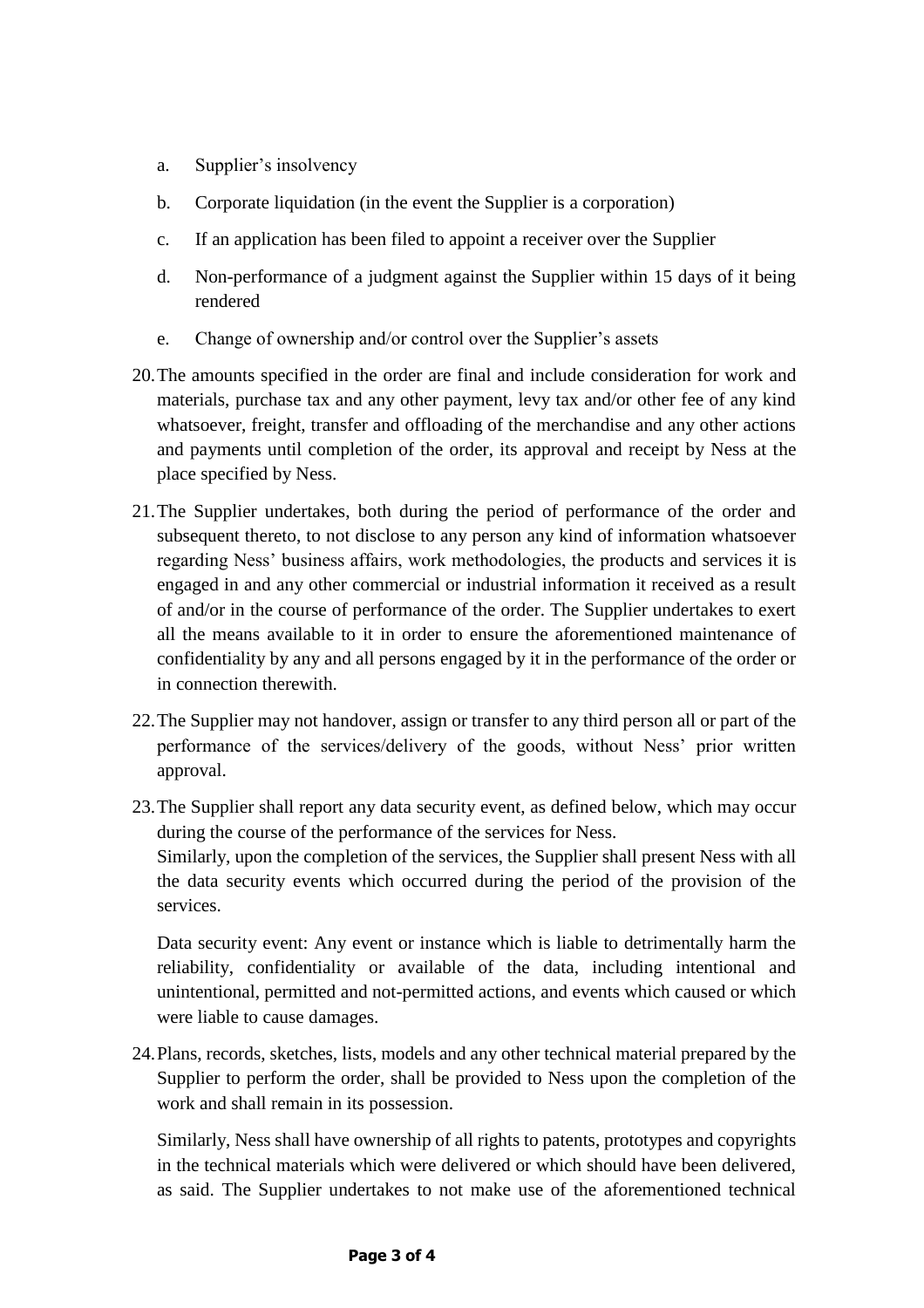a. Supplier's insolvency

b. Corporate liquidation (in the event the Supplier is a corporation)

c. If an application has been filed to appoint a receiver over the Supplier

d. Non-performance of a judgment against the Supplier within 15 days of it being rendered

e. Change of ownership and/or control over the Supplier's assets

20. The amounts specified in the order are final and include consideration for work and materials, purchase tax and any other payment, levy tax and/or other fee of any kind whatsoever, freight, transfer and offloading of the merchandise and any other actions and payments until completion of the order, its approval and receipt by Ness at the place specified by Ness.

21. The Supplier undertakes, both during the period of performance of the order and subsequent thereto, to not disclose to any person any kind of information whatsoever regarding Ness' business affairs, work methodologies, the products and services it is engaged in and any other commercial or industrial information it received as a result of and/or in the course of performance of the order. The Supplier undertakes to exert all the means available to it in order to ensure the aforementioned maintenance of confidentiality by any and all persons engaged by it in the performance of the order or in connection therewith.

22. The Supplier may not handover, assign or transfer to any third person all or part of the performance of the services/delivery of the goods, without Ness' prior written approval.

23. The Supplier shall report any data security event, as defined below, which may occur during the course of the performance of the services for Ness.
Similarly, upon the completion of the services, the Supplier shall present Ness with all the data security events which occurred during the period of the provision of the services.

    Data security event: Any event or instance which is liable to detrimentally harm the reliability, confidentiality or available of the data, including intentional and unintentional, permitted and not-permitted actions, and events which caused or which were liable to cause damages.

24. Plans, records, sketches, lists, models and any other technical material prepared by the Supplier to perform the order, shall be provided to Ness upon the completion of the work and shall remain in its possession.

    Similarly, Ness shall have ownership of all rights to patents, prototypes and copyrights in the technical materials which were delivered or which should have been delivered, as said. The Supplier undertakes to not make use of the aforementioned technical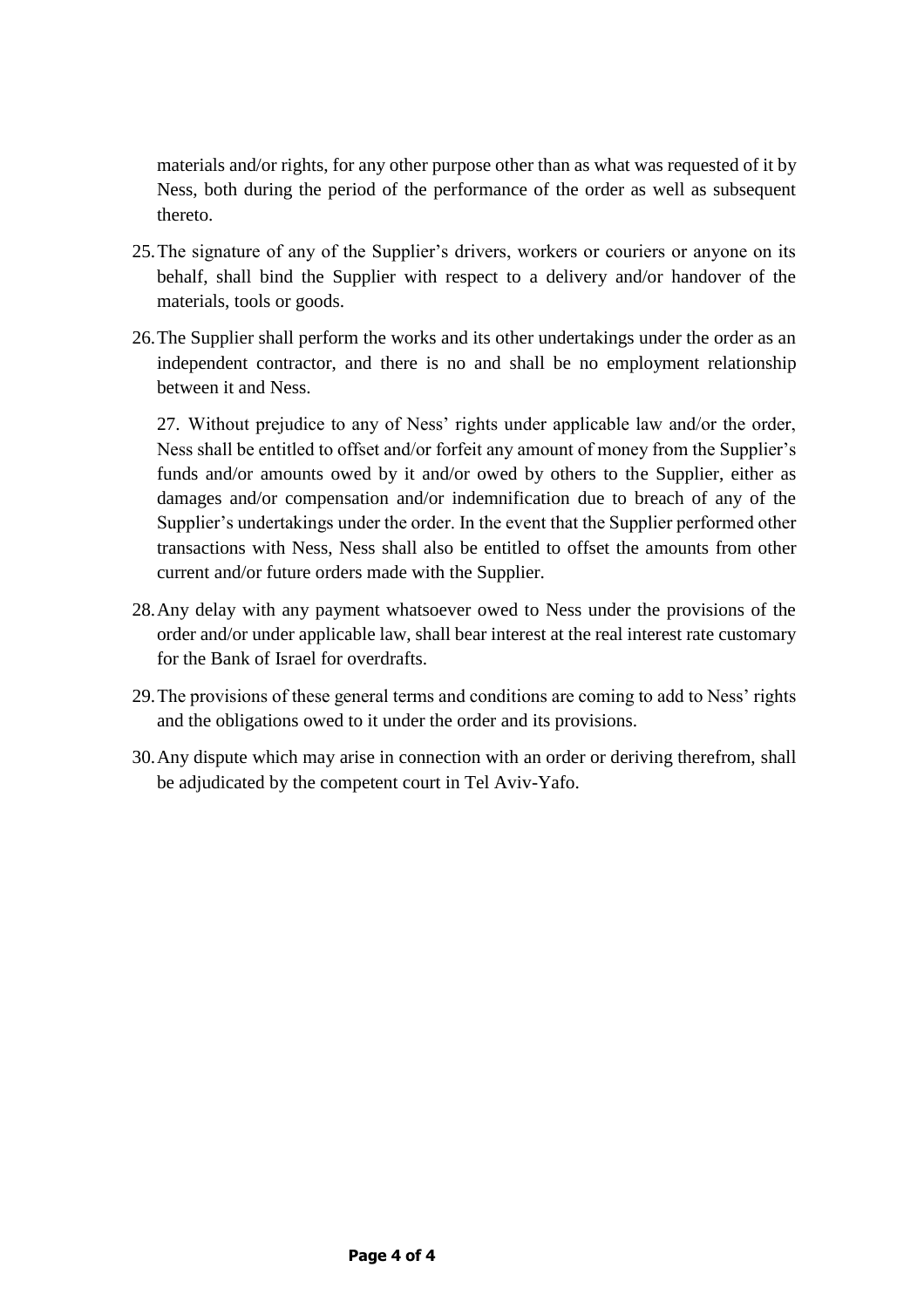materials and/or rights, for any other purpose other than as what was requested of it by Ness, both during the period of the performance of the order as well as subsequent thereto.

25. The signature of any of the Supplier's drivers, workers or couriers or anyone on its behalf, shall bind the Supplier with respect to a delivery and/or handover of the materials, tools or goods.

26. The Supplier shall perform the works and its other undertakings under the order as an independent contractor, and there is no and shall be no employment relationship between it and Ness.

27. Without prejudice to any of Ness' rights under applicable law and/or the order, Ness shall be entitled to offset and/or forfeit any amount of money from the Supplier's funds and/or amounts owed by it and/or owed by others to the Supplier, either as damages and/or compensation and/or indemnification due to breach of any of the Supplier's undertakings under the order. In the event that the Supplier performed other transactions with Ness, Ness shall also be entitled to offset the amounts from other current and/or future orders made with the Supplier.

28. Any delay with any payment whatsoever owed to Ness under the provisions of the order and/or under applicable law, shall bear interest at the real interest rate customary for the Bank of Israel for overdrafts.

29. The provisions of these general terms and conditions are coming to add to Ness' rights and the obligations owed to it under the order and its provisions.

30. Any dispute which may arise in connection with an order or deriving therefrom, shall be adjudicated by the competent court in Tel Aviv-Yafo.